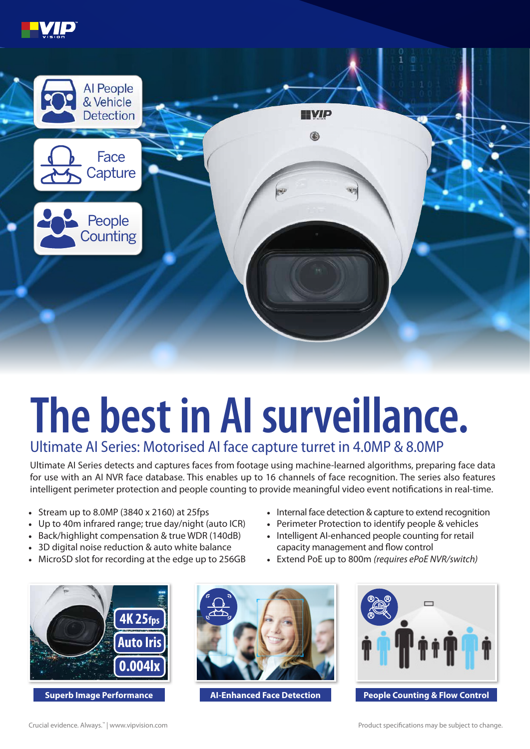AI People & Vehicle Detection

Face Capture

People Counting

# The best in AI surveillance.

## Ultimate AI Series: Motorised AI face capture turret in 4.0MP & 8.0MP

Ultimate AI Series detects and captures faces from footage using machine-learned algorithms, preparing face data for use with an AI NVR face database. This enables up to 16 channels of face recognition. The series also features intelligent perimeter protection and people counting to provide meaningful video event notifications in real-time.

- Stream up to 8.0MP (3840 x 2160) at 25fps
- Up to 40m infrared range; true day/night (auto ICR)
- Back/highlight compensation & true WDR (140dB)
- 3D digital noise reduction & auto white balance
- MicroSD slot for recording at the edge up to 256GB
- Internal face detection & capture to extend recognition
- Perimeter Protection to identify people & vehicles
- Intelligent AI-enhanced people counting for retail capacity management and flow control
- Extend PoE up to 800m *(requires ePoE NVR/switch)*

4K 25fps | Auto Iris | 0.004lx

**Superb Image Performance**

**AI-Enhanced Face Detection**

**People Counting & Flow Control**

Crucial evidence. Always.™ | www.vipvision.com

Product specifications may be subject to change.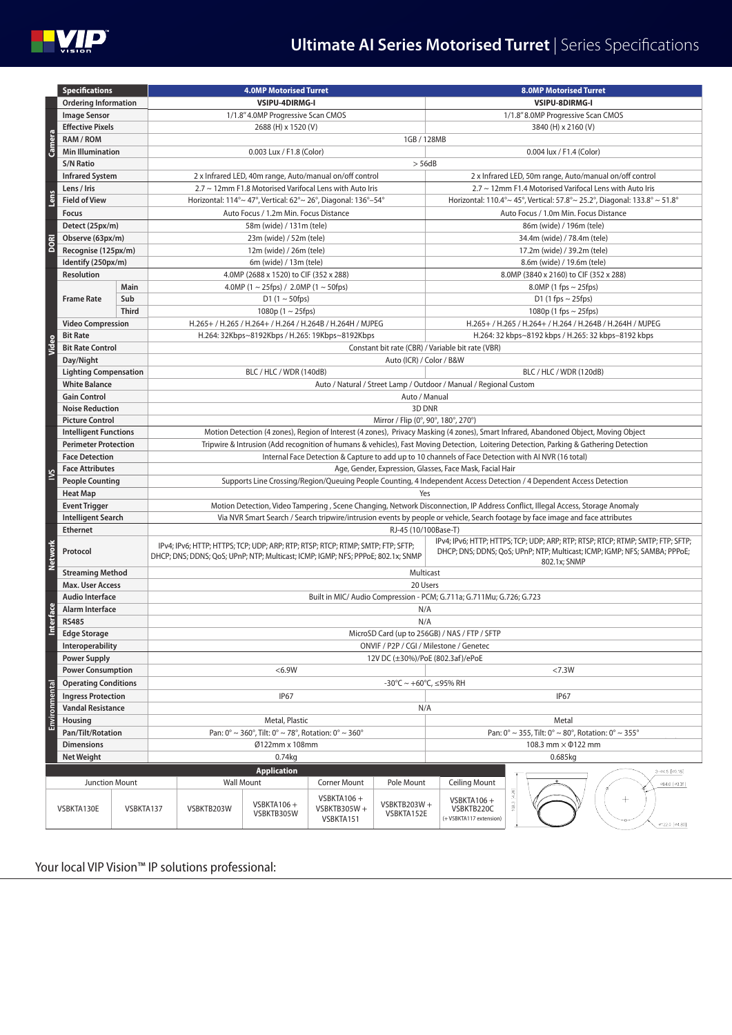# Ultimate AI Series Motorised Turret | Series Specifications

| Category | Specifications | | 4.0MP Motorised Turret | 8.0MP Motorised Turret |
|---|---|---|---|---|
| | Ordering Information | | VSIPU-4DIRMG-I | VSIPU-8DIRMG-I |
| Camera | Image Sensor | | 1/1.8" 4.0MP Progressive Scan CMOS | 1/1.8" 8.0MP Progressive Scan CMOS |
| Camera | Effective Pixels | | 2688 (H) x 1520 (V) | 3840 (H) x 2160 (V) |
| Camera | RAM / ROM | | 1GB / 128MB | 1GB / 128MB |
| Camera | Min Illumination | | 0.003 Lux / F1.8 (Color) | 0.004 lux / F1.4 (Color) |
| Camera | S/N Ratio | | > 56dB | > 56dB |
| Camera | Infrared System | | 2 x Infrared LED, 40m range, Auto/manual on/off control | 2 x Infrared LED, 50m range, Auto/manual on/off control |
| Lens | Lens / Iris | | 2.7 ~ 12mm F1.8 Motorised Varifocal Lens with Auto Iris | 2.7 ~ 12mm F1.4 Motorised Varifocal Lens with Auto Iris |
| Lens | Field of View | | Horizontal: 114°~ 47°, Vertical: 62°~ 26°, Diagonal: 136°~54° | Horizontal: 110.4°~ 45°, Vertical: 57.8°~ 25.2°, Diagonal: 133.8° ~ 51.8° |
| Lens | Focus | | Auto Focus / 1.2m Min. Focus Distance | Auto Focus / 1.0m Min. Focus Distance |
| DORI | Detect (25px/m) | | 58m (wide) / 131m (tele) | 86m (wide) / 196m (tele) |
| DORI | Observe (63px/m) | | 23m (wide) / 52m (tele) | 34.4m (wide) / 78.4m (tele) |
| DORI | Recognise (125px/m) | | 12m (wide) / 26m (tele) | 17.2m (wide) / 39.2m (tele) |
| DORI | Identify (250px/m) | | 6m (wide) / 13m (tele) | 8.6m (wide) / 19.6m (tele) |
| Video | Resolution | | 4.0MP (2688 x 1520) to CIF (352 x 288) | 8.0MP (3840 x 2160) to CIF (352 x 288) |
| Video | Frame Rate | Main | 4.0MP (1 ~ 25fps) / 2.0MP (1 ~ 50fps) | 8.0MP (1 fps ~ 25fps) |
| Video | Frame Rate | Sub | D1 (1 ~ 50fps) | D1 (1 fps ~ 25fps) |
| Video | Frame Rate | Third | 1080p (1 ~ 25fps) | 1080p (1 fps ~ 25fps) |
| Video | Video Compression | | H.265+ / H.265 / H.264+ / H.264 / H.264B / H.264H / MJPEG | H.265+ / H.265 / H.264+ / H.264 / H.264B / H.264H / MJPEG |
| Video | Bit Rate | | H.264: 32Kbps~8192Kbps / H.265: 19Kbps~8192Kbps | H.264: 32 kbps~8192 kbps / H.265: 32 kbps~8192 kbps |
| Video | Bit Rate Control | | Constant bit rate (CBR) / Variable bit rate (VBR) | Constant bit rate (CBR) / Variable bit rate (VBR) |
| Video | Day/Night | | Auto (ICR) / Color / B&W | Auto (ICR) / Color / B&W |
| Video | Lighting Compensation | | BLC / HLC / WDR (140dB) | BLC / HLC / WDR (120dB) |
| Video | White Balance | | Auto / Natural / Street Lamp / Outdoor / Manual / Regional Custom | Auto / Natural / Street Lamp / Outdoor / Manual / Regional Custom |
| Video | Gain Control | | Auto / Manual | Auto / Manual |
| Video | Noise Reduction | | 3D DNR | 3D DNR |
| Video | Picture Control | | Mirror / Flip (0°, 90°, 180°, 270°) | Mirror / Flip (0°, 90°, 180°, 270°) |
| IVS | Intelligent Functions | | Motion Detection (4 zones), Region of Interest (4 zones), Privacy Masking (4 zones), Smart Infrared, Abandoned Object, Moving Object | Motion Detection (4 zones), Region of Interest (4 zones), Privacy Masking (4 zones), Smart Infrared, Abandoned Object, Moving Object |
| IVS | Perimeter Protection | | Tripwire & Intrusion (Add recognition of humans & vehicles), Fast Moving Detection, Loitering Detection, Parking & Gathering Detection | Tripwire & Intrusion (Add recognition of humans & vehicles), Fast Moving Detection, Loitering Detection, Parking & Gathering Detection |
| IVS | Face Detection | | Internal Face Detection & Capture to add up to 10 channels of Face Detection with AI NVR (16 total) | Internal Face Detection & Capture to add up to 10 channels of Face Detection with AI NVR (16 total) |
| IVS | Face Attributes | | Age, Gender, Expression, Glasses, Face Mask, Facial Hair | Age, Gender, Expression, Glasses, Face Mask, Facial Hair |
| IVS | People Counting | | Supports Line Crossing/Region/Queuing People Counting, 4 Independent Access Detection / 4 Dependent Access Detection | Supports Line Crossing/Region/Queuing People Counting, 4 Independent Access Detection / 4 Dependent Access Detection |
| IVS | Heat Map | | Yes | Yes |
| IVS | Event Trigger | | Motion Detection, Video Tampering , Scene Changing, Network Disconnection, IP Address Conflict, Illegal Access, Storage Anomaly | Motion Detection, Video Tampering , Scene Changing, Network Disconnection, IP Address Conflict, Illegal Access, Storage Anomaly |
| IVS | Intelligent Search | | Via NVR Smart Search / Search tripwire/intrusion events by people or vehicle, Search footage by face image and face attributes | Via NVR Smart Search / Search tripwire/intrusion events by people or vehicle, Search footage by face image and face attributes |
| Network | Ethernet | | RJ-45 (10/100Base-T) | RJ-45 (10/100Base-T) |
| Network | Protocol | | IPv4; IPv6; HTTP; HTTPS; TCP; UDP; ARP; RTP; RTSP; RTCP; RTMP; SMTP; FTP; SFTP; DHCP; DNS; DDNS; QoS; UPnP; NTP; Multicast; ICMP; NFS; PPPoE; 802.1x; SNMP | IPv4; IPv6; HTTP; HTTPS; TCP; UDP; ARP; RTP; RTSP; RTCP; RTMP; SMTP; FTP; SFTP; DHCP; DNS; DDNS; QoS; UPnP; NTP; Multicast; ICMP; NFS; SAMBA; PPPoE; 802.1x; SNMP |
| Network | Streaming Method | | Multicast | Multicast |
| Network | Max. User Access | | 20 Users | 20 Users |
| Interface | Audio Interface | | Built in MIC/ Audio Compression - PCM; G.711a; G.711Mu; G.726; G.723 | Built in MIC/ Audio Compression - PCM; G.711a; G.711Mu; G.726; G.723 |
| Interface | Alarm Interface | | N/A | N/A |
| Interface | RS485 | | N/A | N/A |
| Interface | Edge Storage | | MicroSD Card (up to 256GB) / NAS / FTP / SFTP | MicroSD Card (up to 256GB) / NAS / FTP / SFTP |
| Interface | Interoperability | | ONVIF / P2P / CGI / Milestone / Genetec | ONVIF / P2P / CGI / Milestone / Genetec |
| Environmental | Power Supply | | 12V DC (±30%)/PoE (802.3af)/ePoE | 12V DC (±30%)/PoE (802.3af)/ePoE |
| Environmental | Power Consumption | | <6.9W | <7.3W |
| Environmental | Operating Conditions | | -30°C ~ +60°C, ≤95% RH | -30°C ~ +60°C, ≤95% RH |
| Environmental | Ingress Protection | | IP67 | IP67 |
| Environmental | Vandal Resistance | | N/A | N/A |
| Environmental | Housing | | Metal, Plastic | Metal |
| Environmental | Pan/Tilt/Rotation | | Pan: 0° ~ 360°, Tilt: 0° ~ 78°, Rotation: 0° ~ 360° | Pan: 0° ~ 355, Tilt: 0° ~ 80°, Rotation: 0° ~ 355° |
| Environmental | Dimensions | | Ø122mm x 108mm | 108.3 mm × Φ122 mm |
| Environmental | Net Weight | | 0.74kg | 0.685kg |

**Application**

| Junction Mount | | Wall Mount | | Corner Mount | Pole Mount | Ceiling Mount |
|---|---|---|---|---|---|---|
| VSBKTA130E | VSBKTA137 | VSBKTB203W | VSBKTA106 + VSBKTB305W | VSBKTA106 + VSBKTB305W + VSBKTA151 | VSBKTB203W + VSBKTA152E | VSBKTA106 + VSBKTB220C (+ VSBKTA117 extension) |

Your local VIP Vision™ IP solutions professional: